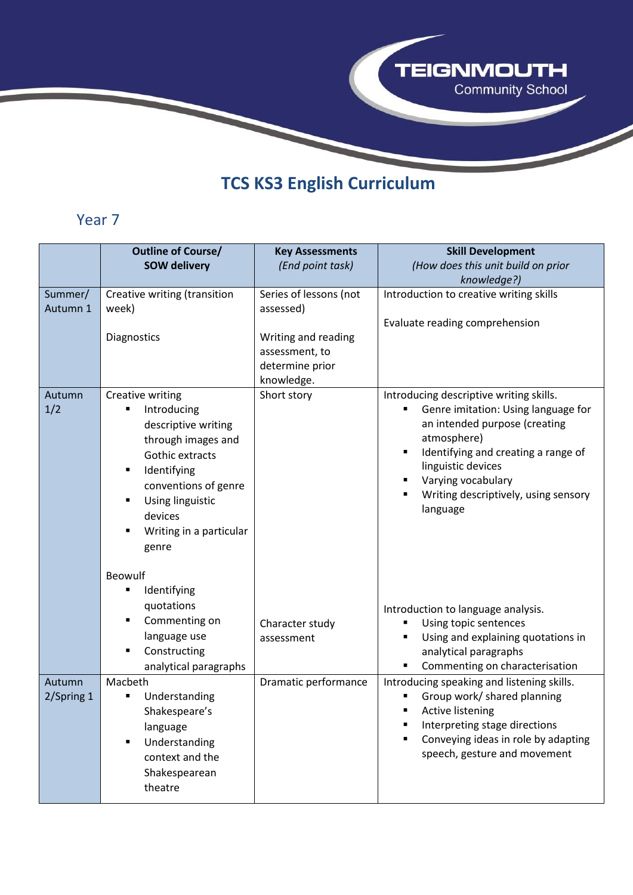# TCS KS3 English Curriculum

## Year 7

| | Outline of Course/ SOW delivery | Key Assessments *(End point task)* | Skill Development *(How does this unit build on prior knowledge?)* |
|---|---|---|---|
| Summer/ Autumn 1 | Creative writing (transition week)<br><br>Diagnostics | Series of lessons (not assessed)<br><br>Writing and reading assessment, to determine prior knowledge. | Introduction to creative writing skills<br><br>Evaluate reading comprehension |
| Autumn 1/2 | Creative writing<br>▪ Introducing descriptive writing through images and Gothic extracts<br>▪ Identifying conventions of genre<br>▪ Using linguistic devices<br>▪ Writing in a particular genre<br><br>Beowulf<br>▪ Identifying quotations<br>▪ Commenting on language use<br>▪ Constructing analytical paragraphs | Short story<br><br>Character study assessment | Introducing descriptive writing skills.<br>▪ Genre imitation: Using language for an intended purpose (creating atmosphere)<br>▪ Identifying and creating a range of linguistic devices<br>▪ Varying vocabulary<br>▪ Writing descriptively, using sensory language<br><br>Introduction to language analysis.<br>▪ Using topic sentences<br>▪ Using and explaining quotations in analytical paragraphs<br>▪ Commenting on characterisation |
| Autumn 2/Spring 1 | Macbeth<br>▪ Understanding Shakespeare's language<br>▪ Understanding context and the Shakespearean theatre | Dramatic performance | Introducing speaking and listening skills.<br>▪ Group work/ shared planning<br>▪ Active listening<br>▪ Interpreting stage directions<br>▪ Conveying ideas in role by adapting speech, gesture and movement |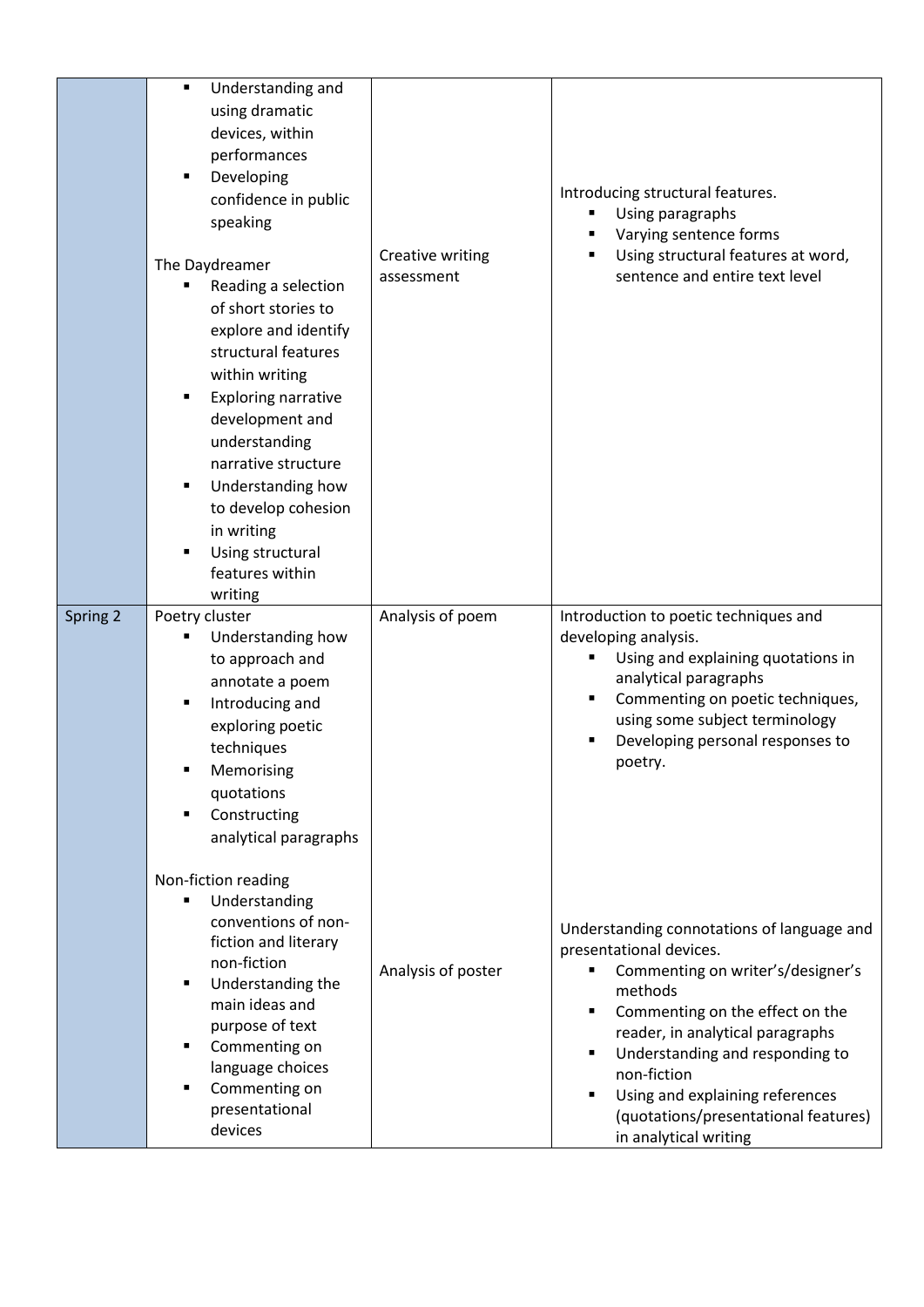| | | | |
|---|---|---|---|
| | <ul><li>Understanding and using dramatic devices, within performances</li><li>Developing confidence in public speaking</li></ul>The Daydreamer<ul><li>Reading a selection of short stories to explore and identify structural features within writing</li><li>Exploring narrative development and understanding narrative structure</li><li>Understanding how to develop cohesion in writing</li><li>Using structural features within writing</li></ul> | Creative writing assessment | Introducing structural features.<ul><li>Using paragraphs</li><li>Varying sentence forms</li><li>Using structural features at word, sentence and entire text level</li></ul> |
| Spring 2 | Poetry cluster<ul><li>Understanding how to approach and annotate a poem</li><li>Introducing and exploring poetic techniques</li><li>Memorising quotations</li><li>Constructing analytical paragraphs</li></ul> | Analysis of poem | Introduction to poetic techniques and developing analysis.<ul><li>Using and explaining quotations in analytical paragraphs</li><li>Commenting on poetic techniques, using some subject terminology</li><li>Developing personal responses to poetry.</li></ul> |
| | Non-fiction reading<ul><li>Understanding conventions of non-fiction and literary non-fiction</li><li>Understanding the main ideas and purpose of text</li><li>Commenting on language choices</li><li>Commenting on presentational devices</li></ul> | Analysis of poster | Understanding connotations of language and presentational devices.<ul><li>Commenting on writer's/designer's methods</li><li>Commenting on the effect on the reader, in analytical paragraphs</li><li>Understanding and responding to non-fiction</li><li>Using and explaining references (quotations/presentational features) in analytical writing</li></ul> |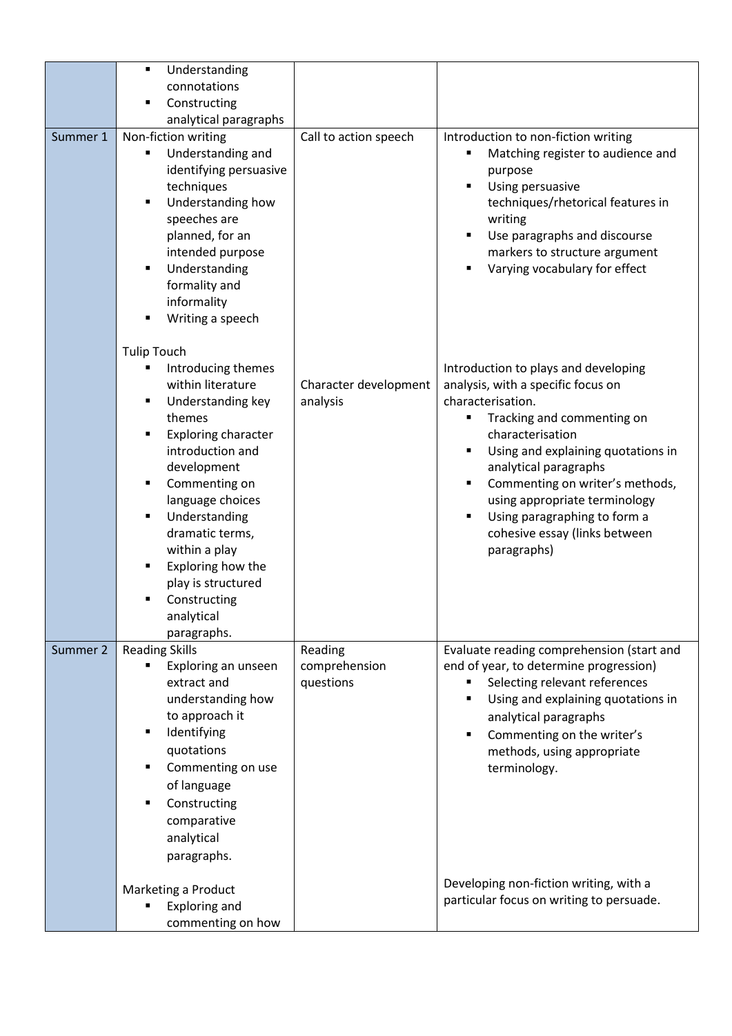| | | | |
|---|---|---|---|
| | ▪ Understanding connotations<br>▪ Constructing analytical paragraphs | | |
| Summer 1 | Non-fiction writing<br>▪ Understanding and identifying persuasive techniques<br>▪ Understanding how speeches are planned, for an intended purpose<br>▪ Understanding formality and informality<br>▪ Writing a speech<br><br>Tulip Touch<br>▪ Introducing themes within literature<br>▪ Understanding key themes<br>▪ Exploring character introduction and development<br>▪ Commenting on language choices<br>▪ Understanding dramatic terms, within a play<br>▪ Exploring how the play is structured<br>▪ Constructing analytical paragraphs. | Call to action speech<br><br>Character development analysis | Introduction to non-fiction writing<br>▪ Matching register to audience and purpose<br>▪ Using persuasive techniques/rhetorical features in writing<br>▪ Use paragraphs and discourse markers to structure argument<br>▪ Varying vocabulary for effect<br><br>Introduction to plays and developing analysis, with a specific focus on characterisation.<br>▪ Tracking and commenting on characterisation<br>▪ Using and explaining quotations in analytical paragraphs<br>▪ Commenting on writer's methods, using appropriate terminology<br>▪ Using paragraphing to form a cohesive essay (links between paragraphs) |
| Summer 2 | Reading Skills<br>▪ Exploring an unseen extract and understanding how to approach it<br>▪ Identifying quotations<br>▪ Commenting on use of language<br>▪ Constructing comparative analytical paragraphs.<br><br>Marketing a Product<br>▪ Exploring and commenting on how | Reading comprehension questions | Evaluate reading comprehension (start and end of year, to determine progression)<br>▪ Selecting relevant references<br>▪ Using and explaining quotations in analytical paragraphs<br>▪ Commenting on the writer's methods, using appropriate terminology.<br><br>Developing non-fiction writing, with a particular focus on writing to persuade. |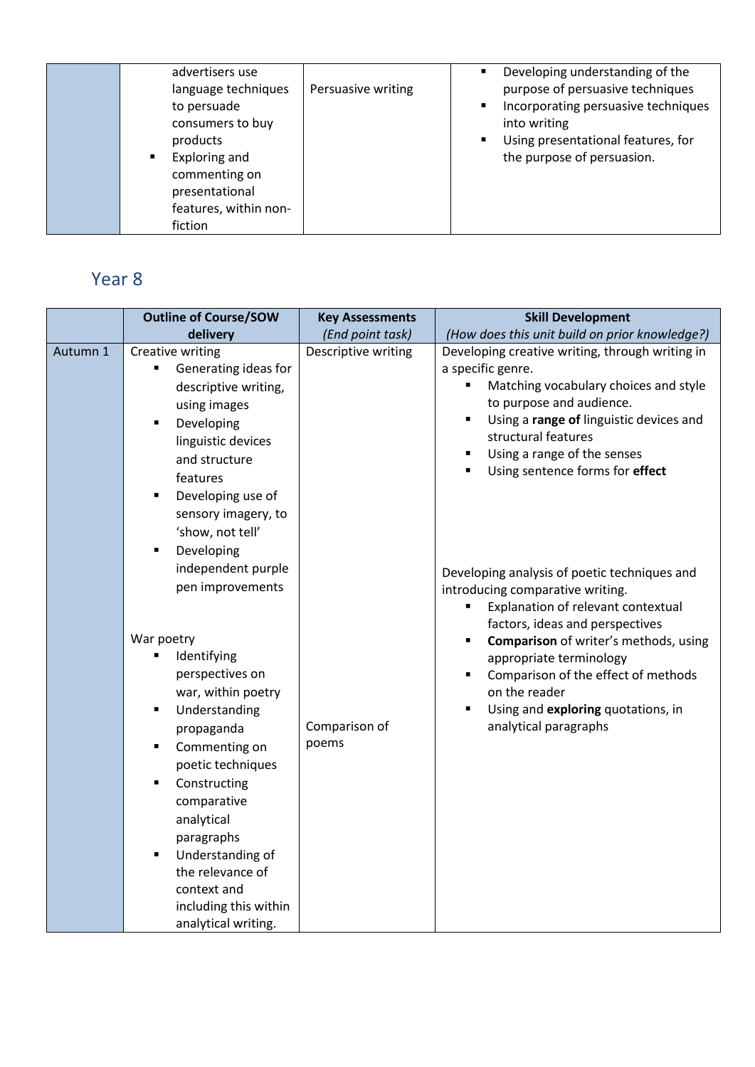| | | | |
|---|---|---|---|
| | advertisers use language techniques to persuade consumers to buy products<br>▪ Exploring and commenting on presentational features, within non-fiction | Persuasive writing | ▪ Developing understanding of the purpose of persuasive techniques<br>▪ Incorporating persuasive techniques into writing<br>▪ Using presentational features, for the purpose of persuasion. |

## Year 8

| | Outline of Course/SOW delivery | Key Assessments *(End point task)* | Skill Development *(How does this unit build on prior knowledge?)* |
|---|---|---|---|
| Autumn 1 | Creative writing<br>▪ Generating ideas for descriptive writing, using images<br>▪ Developing linguistic devices and structure features<br>▪ Developing use of sensory imagery, to 'show, not tell'<br>▪ Developing independent purple pen improvements<br><br>War poetry<br>▪ Identifying perspectives on war, within poetry<br>▪ Understanding propaganda<br>▪ Commenting on poetic techniques<br>▪ Constructing comparative analytical paragraphs<br>▪ Understanding of the relevance of context and including this within analytical writing. | Descriptive writing<br><br><br><br><br><br><br><br>Comparison of poems | Developing creative writing, through writing in a specific genre.<br>▪ Matching vocabulary choices and style to purpose and audience.<br>▪ Using a **range of** linguistic devices and structural features<br>▪ Using a range of the senses<br>▪ Using sentence forms for **effect**<br><br>Developing analysis of poetic techniques and introducing comparative writing.<br>▪ Explanation of relevant contextual factors, ideas and perspectives<br>▪ **Comparison** of writer's methods, using appropriate terminology<br>▪ Comparison of the effect of methods on the reader<br>▪ Using and **exploring** quotations, in analytical paragraphs |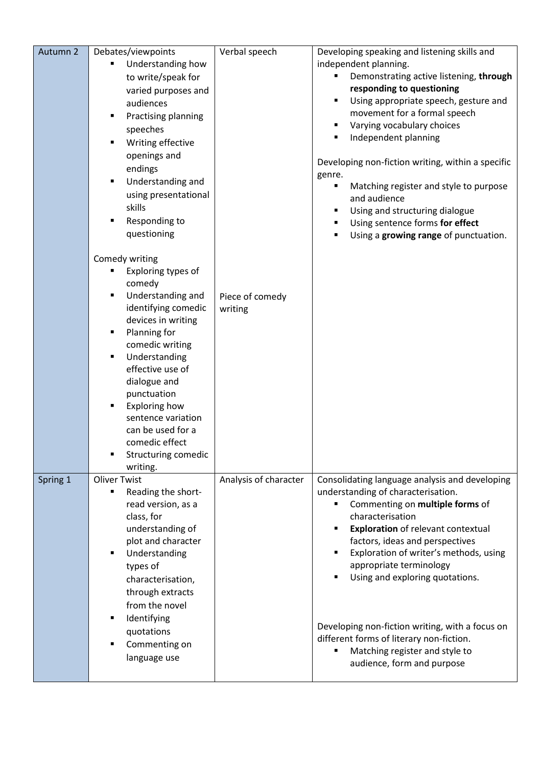| | | | |
|---|---|---|---|
| Autumn 2 | Debates/viewpoints<br>▪ Understanding how to write/speak for varied purposes and audiences<br>▪ Practising planning speeches<br>▪ Writing effective openings and endings<br>▪ Understanding and using presentational skills<br>▪ Responding to questioning<br><br>Comedy writing<br>▪ Exploring types of comedy<br>▪ Understanding and identifying comedic devices in writing<br>▪ Planning for comedic writing<br>▪ Understanding effective use of dialogue and punctuation<br>▪ Exploring how sentence variation can be used for a comedic effect<br>▪ Structuring comedic writing. | Verbal speech<br><br><br><br><br><br><br><br><br>Piece of comedy writing | Developing speaking and listening skills and independent planning.<br>▪ Demonstrating active listening, **through responding to questioning**<br>▪ Using appropriate speech, gesture and movement for a formal speech<br>▪ Varying vocabulary choices<br>▪ Independent planning<br><br>Developing non-fiction writing, within a specific genre.<br>▪ Matching register and style to purpose and audience<br>▪ Using and structuring dialogue<br>▪ Using sentence forms **for effect**<br>▪ Using a **growing range** of punctuation. |
| Spring 1 | Oliver Twist<br>▪ Reading the short-read version, as a class, for understanding of plot and character<br>▪ Understanding types of characterisation, through extracts from the novel<br>▪ Identifying quotations<br>▪ Commenting on language use | Analysis of character | Consolidating language analysis and developing understanding of characterisation.<br>▪ Commenting on **multiple forms** of characterisation<br>▪ **Exploration** of relevant contextual factors, ideas and perspectives<br>▪ Exploration of writer's methods, using appropriate terminology<br>▪ Using and exploring quotations.<br><br>Developing non-fiction writing, with a focus on different forms of literary non-fiction.<br>▪ Matching register and style to audience, form and purpose |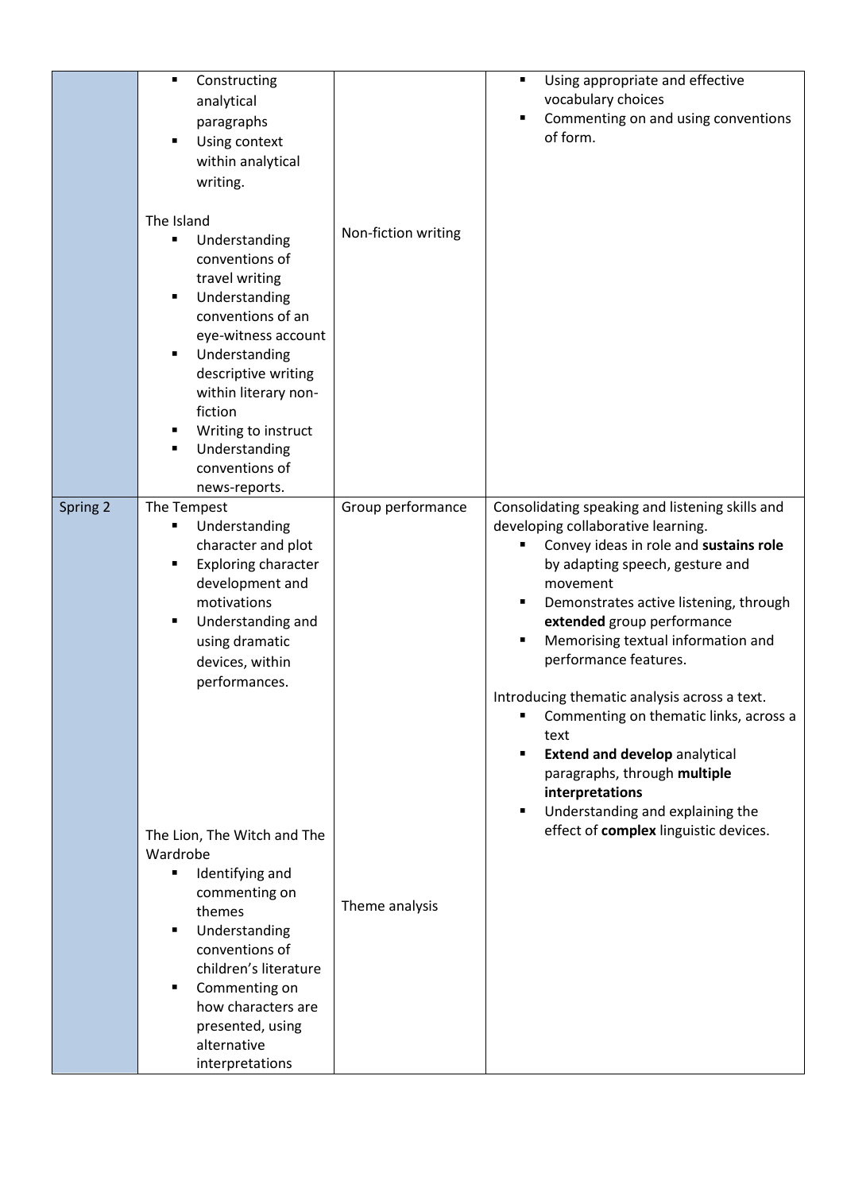| | | | |
|---|---|---|---|
| | ▪ Constructing analytical paragraphs<br>▪ Using context within analytical writing.<br><br>The Island<br>▪ Understanding conventions of travel writing<br>▪ Understanding conventions of an eye-witness account<br>▪ Understanding descriptive writing within literary non-fiction<br>▪ Writing to instruct<br>▪ Understanding conventions of news-reports. | Non-fiction writing | ▪ Using appropriate and effective vocabulary choices<br>▪ Commenting on and using conventions of form. |
| Spring 2 | The Tempest<br>▪ Understanding character and plot<br>▪ Exploring character development and motivations<br>▪ Understanding and using dramatic devices, within performances.<br><br>The Lion, The Witch and The Wardrobe<br>▪ Identifying and commenting on themes<br>▪ Understanding conventions of children's literature<br>▪ Commenting on how characters are presented, using alternative interpretations | Group performance<br><br>Theme analysis | Consolidating speaking and listening skills and developing collaborative learning.<br>▪ Convey ideas in role and **sustains role** by adapting speech, gesture and movement<br>▪ Demonstrates active listening, through **extended** group performance<br>▪ Memorising textual information and performance features.<br><br>Introducing thematic analysis across a text.<br>▪ Commenting on thematic links, across a text<br>▪ **Extend and develop** analytical paragraphs, through **multiple interpretations**<br>▪ Understanding and explaining the effect of **complex** linguistic devices. |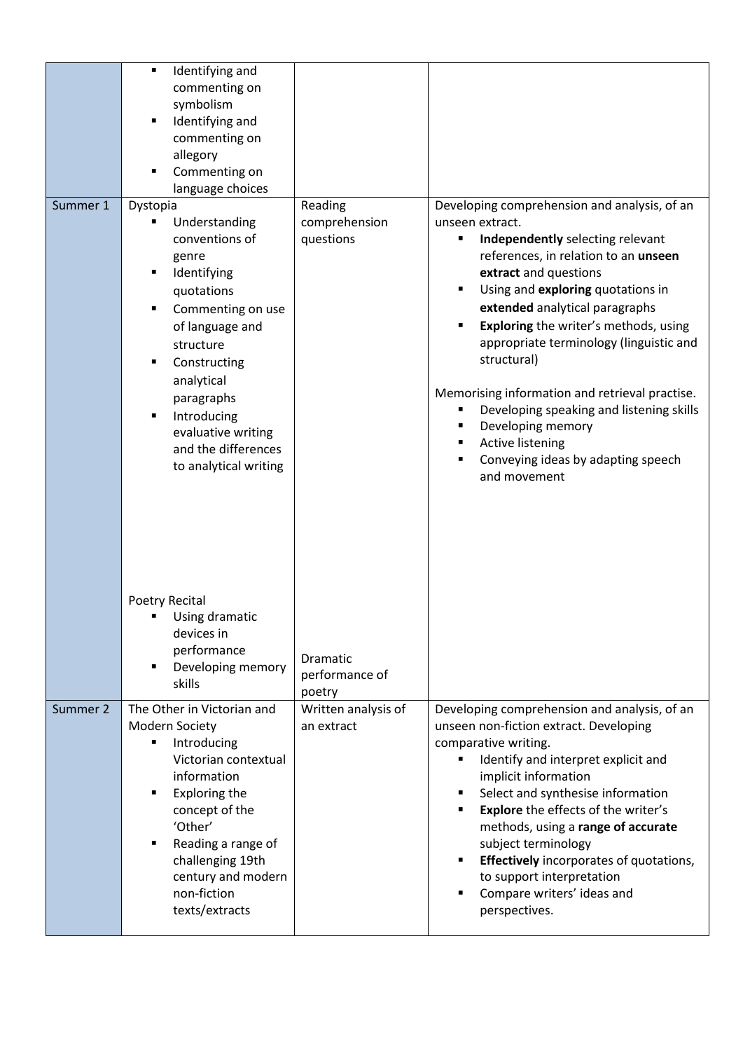| | | | |
|---|---|---|---|
| | ▪ Identifying and commenting on symbolism<br>▪ Identifying and commenting on allegory<br>▪ Commenting on language choices | | |
| Summer 1 | Dystopia<br>▪ Understanding conventions of genre<br>▪ Identifying quotations<br>▪ Commenting on use of language and structure<br>▪ Constructing analytical paragraphs<br>▪ Introducing evaluative writing and the differences to analytical writing<br><br>Poetry Recital<br>▪ Using dramatic devices in performance<br>▪ Developing memory skills | Reading comprehension questions<br><br>Dramatic performance of poetry | Developing comprehension and analysis, of an unseen extract.<br>▪ **Independently** selecting relevant references, in relation to an **unseen extract** and questions<br>▪ Using and **exploring** quotations in **extended** analytical paragraphs<br>▪ **Exploring** the writer's methods, using appropriate terminology (linguistic and structural)<br><br>Memorising information and retrieval practise.<br>▪ Developing speaking and listening skills<br>▪ Developing memory<br>▪ Active listening<br>▪ Conveying ideas by adapting speech and movement |
| Summer 2 | The Other in Victorian and Modern Society<br>▪ Introducing Victorian contextual information<br>▪ Exploring the concept of the 'Other'<br>▪ Reading a range of challenging 19th century and modern non-fiction texts/extracts | Written analysis of an extract | Developing comprehension and analysis, of an unseen non-fiction extract. Developing comparative writing.<br>▪ Identify and interpret explicit and implicit information<br>▪ Select and synthesise information<br>▪ **Explore** the effects of the writer's methods, using a **range of accurate** subject terminology<br>▪ **Effectively** incorporates of quotations, to support interpretation<br>▪ Compare writers' ideas and perspectives. |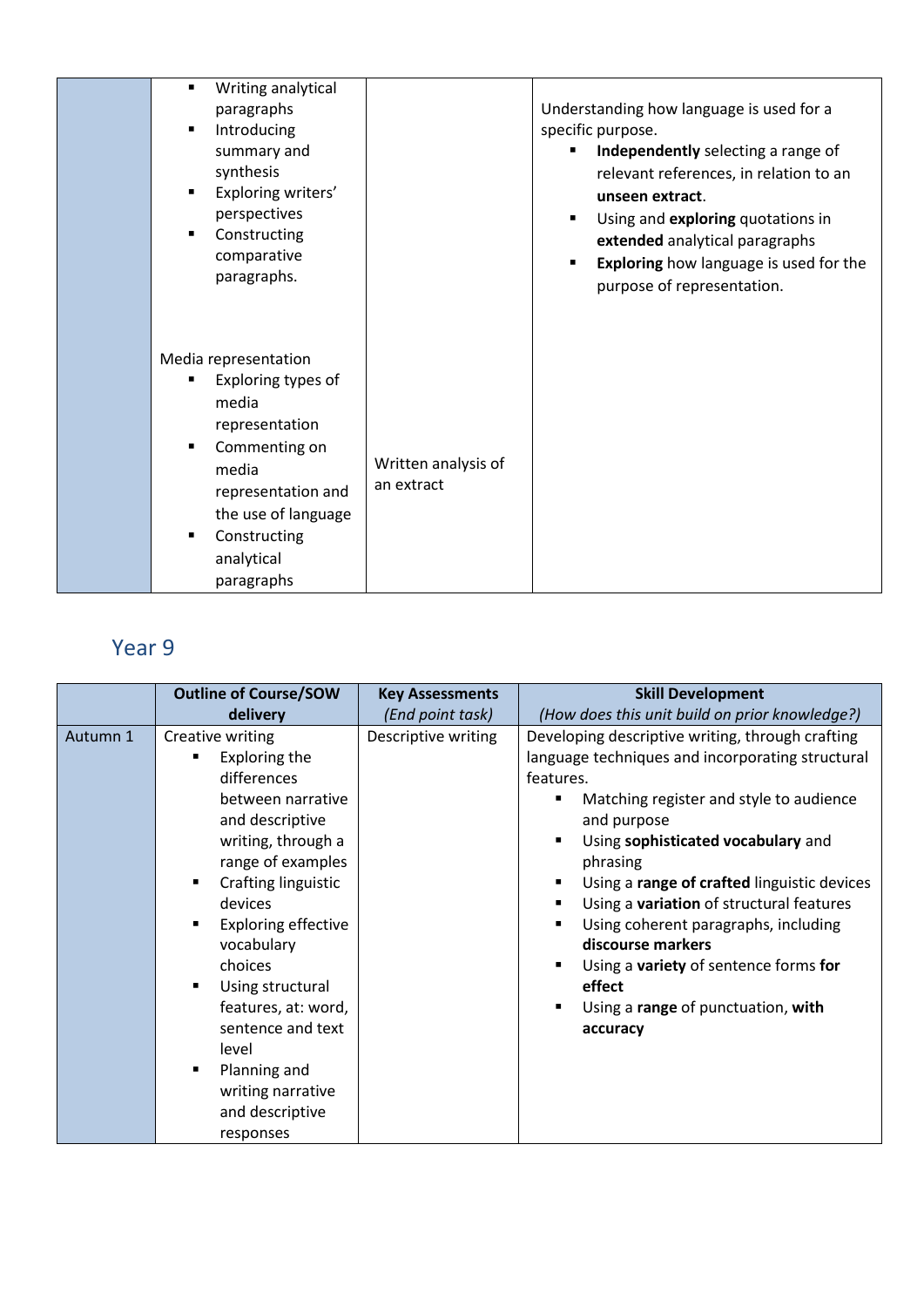| | | | |
|---|---|---|---|
| | ▪ Writing analytical paragraphs<br>▪ Introducing summary and synthesis<br>▪ Exploring writers' perspectives<br>▪ Constructing comparative paragraphs.<br><br>Media representation<br>▪ Exploring types of media representation<br>▪ Commenting on media representation and the use of language<br>▪ Constructing analytical paragraphs | Written analysis of an extract | Understanding how language is used for a specific purpose.<br>▪ **Independently** selecting a range of relevant references, in relation to an **unseen extract**.<br>▪ Using and **exploring** quotations in **extended** analytical paragraphs<br>▪ **Exploring** how language is used for the purpose of representation. |

## Year 9

| | Outline of Course/SOW delivery | Key Assessments *(End point task)* | Skill Development *(How does this unit build on prior knowledge?)* |
|---|---|---|---|
| Autumn 1 | Creative writing<br>▪ Exploring the differences between narrative and descriptive writing, through a range of examples<br>▪ Crafting linguistic devices<br>▪ Exploring effective vocabulary choices<br>▪ Using structural features, at: word, sentence and text level<br>▪ Planning and writing narrative and descriptive responses | Descriptive writing | Developing descriptive writing, through crafting language techniques and incorporating structural features.<br>▪ Matching register and style to audience and purpose<br>▪ Using **sophisticated vocabulary** and phrasing<br>▪ Using a **range of crafted** linguistic devices<br>▪ Using a **variation** of structural features<br>▪ Using coherent paragraphs, including **discourse markers**<br>▪ Using a **variety** of sentence forms **for effect**<br>▪ Using a **range** of punctuation, **with accuracy** |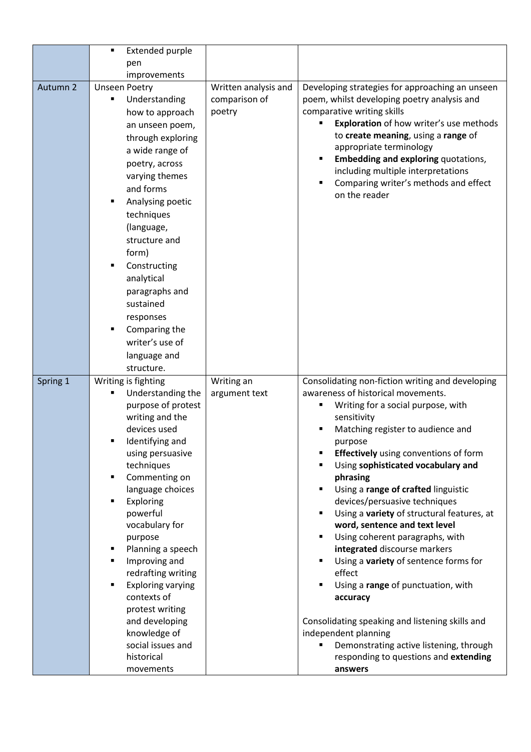| | | | |
|---|---|---|---|
| | ▪ Extended purple pen improvements | | |
| Autumn 2 | Unseen Poetry<br>▪ Understanding how to approach an unseen poem, through exploring a wide range of poetry, across varying themes and forms<br>▪ Analysing poetic techniques (language, structure and form)<br>▪ Constructing analytical paragraphs and sustained responses<br>▪ Comparing the writer's use of language and structure. | Written analysis and comparison of poetry | Developing strategies for approaching an unseen poem, whilst developing poetry analysis and comparative writing skills<br>▪ **Exploration** of how writer's use methods to **create meaning**, using a **range** of appropriate terminology<br>▪ **Embedding and exploring** quotations, including multiple interpretations<br>▪ Comparing writer's methods and effect on the reader |
| Spring 1 | Writing is fighting<br>▪ Understanding the purpose of protest writing and the devices used<br>▪ Identifying and using persuasive techniques<br>▪ Commenting on language choices<br>▪ Exploring powerful vocabulary for purpose<br>▪ Planning a speech<br>▪ Improving and redrafting writing<br>▪ Exploring varying contexts of protest writing and developing knowledge of social issues and historical movements | Writing an argument text | Consolidating non-fiction writing and developing awareness of historical movements.<br>▪ Writing for a social purpose, with sensitivity<br>▪ Matching register to audience and purpose<br>▪ **Effectively** using conventions of form<br>▪ Using **sophisticated vocabulary and phrasing**<br>▪ Using a **range of crafted** linguistic devices/persuasive techniques<br>▪ Using a **variety** of structural features, at **word, sentence and text level**<br>▪ Using coherent paragraphs, with **integrated** discourse markers<br>▪ Using a **variety** of sentence forms for effect<br>▪ Using a **range** of punctuation, with **accuracy**<br><br>Consolidating speaking and listening skills and independent planning<br>▪ Demonstrating active listening, through responding to questions and **extending answers** |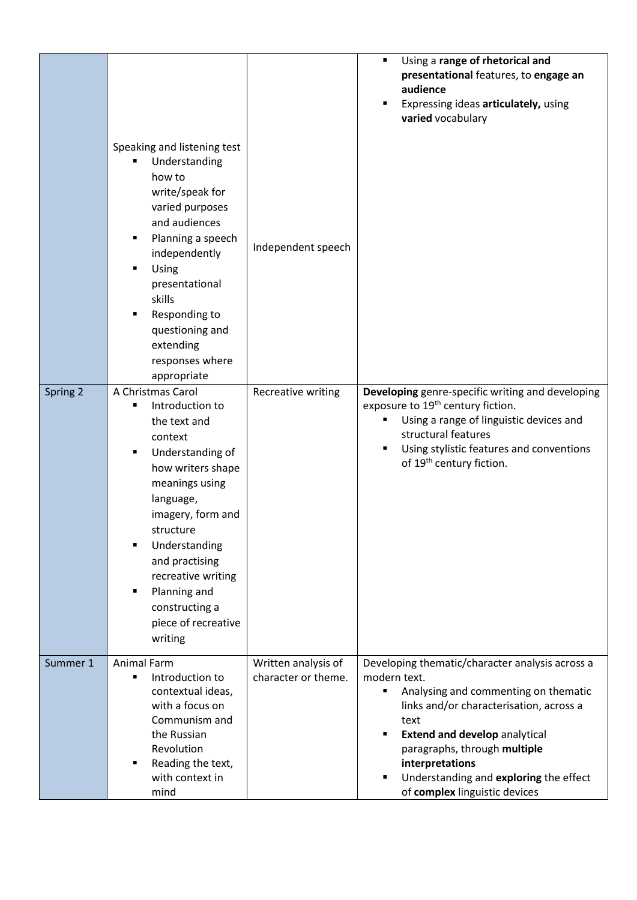| | | | |
|---|---|---|---|
| | Speaking and listening test<br>▪ Understanding how to write/speak for varied purposes and audiences<br>▪ Planning a speech independently<br>▪ Using presentational skills<br>▪ Responding to questioning and extending responses where appropriate | Independent speech | ▪ Using a **range of rhetorical and presentational** features, to **engage an audience**<br>▪ Expressing ideas **articulately,** using **varied** vocabulary |
| Spring 2 | A Christmas Carol<br>▪ Introduction to the text and context<br>▪ Understanding of how writers shape meanings using language, imagery, form and structure<br>▪ Understanding and practising recreative writing<br>▪ Planning and constructing a piece of recreative writing | Recreative writing | **Developing** genre-specific writing and developing exposure to 19th century fiction.<br>▪ Using a range of linguistic devices and structural features<br>▪ Using stylistic features and conventions of 19th century fiction. |
| Summer 1 | Animal Farm<br>▪ Introduction to contextual ideas, with a focus on Communism and the Russian Revolution<br>▪ Reading the text, with context in mind | Written analysis of character or theme. | Developing thematic/character analysis across a modern text.<br>▪ Analysing and commenting on thematic links and/or characterisation, across a text<br>▪ **Extend and develop** analytical paragraphs, through **multiple interpretations**<br>▪ Understanding and **exploring** the effect of **complex** linguistic devices |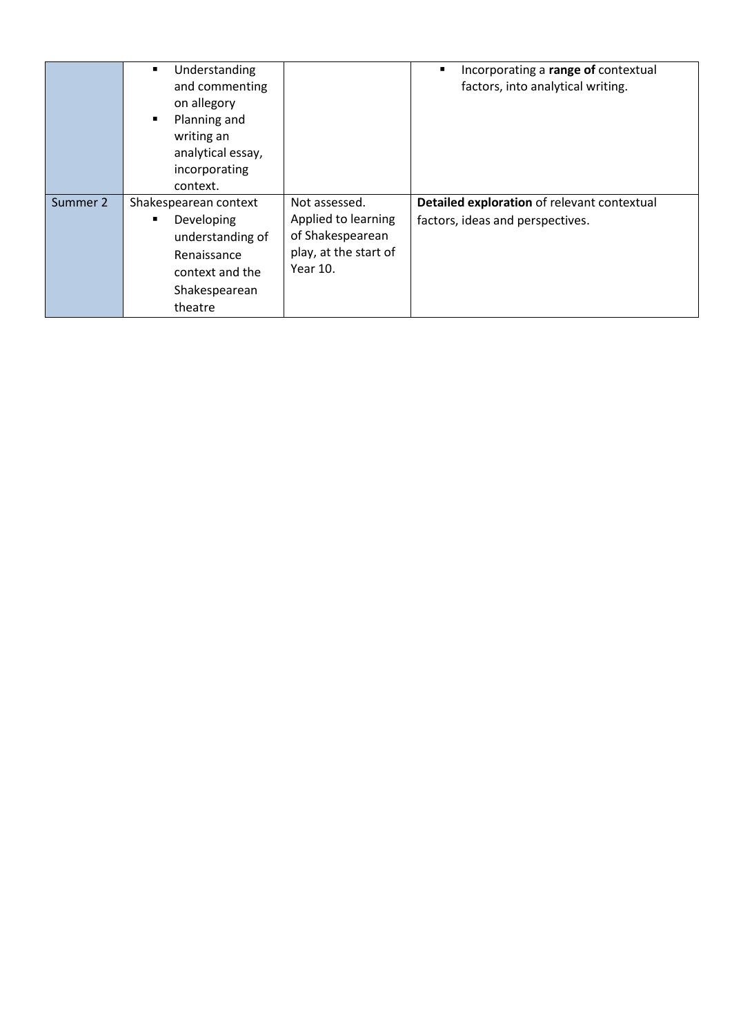| | | | |
|---|---|---|---|
| | ▪ Understanding and commenting on allegory<br>▪ Planning and writing an analytical essay, incorporating context. | | ▪ Incorporating a **range of** contextual factors, into analytical writing. |
| Summer 2 | Shakespearean context<br>▪ Developing understanding of Renaissance context and the Shakespearean theatre | Not assessed. Applied to learning of Shakespearean play, at the start of Year 10. | **Detailed exploration** of relevant contextual factors, ideas and perspectives. |